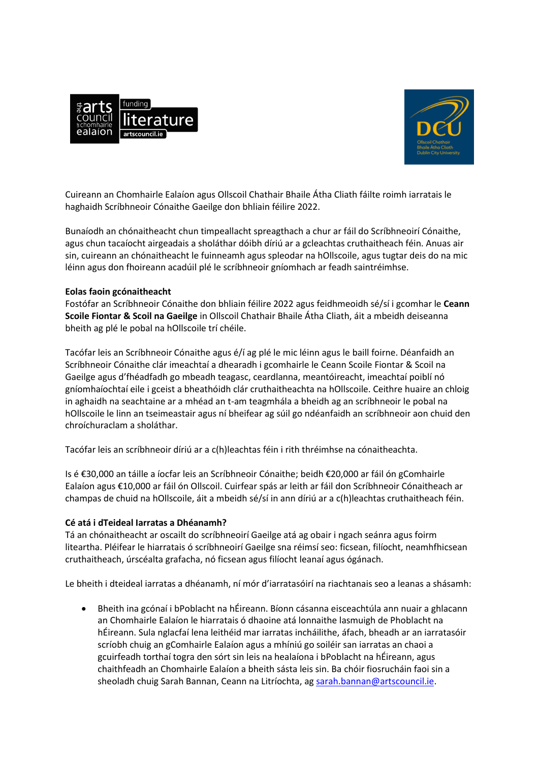Cuireann an Chomhairle Ealaíon agus Ollscoil Chathair Bhaile Átha Cliath fáilte roimh iarratais le haghaidh Scríbhneoir Cónaithe Gaeilge don bhliain féilire 2022.

Bunaíodh an chónaitheacht chun timpeallacht spreagthach a chur ar fáil do Scríbhneoirí Cónaithe, agus chun tacaíocht airgeadais a sholáthar dóibh díriú ar a gcleachtas cruthaitheach féin. Anuas air sin, cuireann an chónaitheacht le fuinneamh agus spleodar na hOllscoile, agus tugtar deis do na mic léinn agus don fhoireann acadúil plé le scríbhneoir gníomhach ar feadh saintréimhse.

**Eolas faoin gcónaitheacht**

Fostófar an Scríbhneoir Cónaithe don bhliain féilire 2022 agus feidhmeoidh sé/sí i gcomhar le **Ceann Scoile Fiontar & Scoil na Gaeilge** in Ollscoil Chathair Bhaile Átha Cliath, áit a mbeidh deiseanna bheith ag plé le pobal na hOllscoile trí chéile.

Tacófar leis an Scríbhneoir Cónaithe agus é/í ag plé le mic léinn agus le baill foirne. Déanfaidh an Scríbhneoir Cónaithe clár imeachtaí a dhearadh i gcomhairle le Ceann Scoile Fiontar & Scoil na Gaeilge agus d'fhéadfadh go mbeadh teagasc, ceardlanna, meantóireacht, imeachtaí poiblí nó gníomhaíochtaí eile i gceist a bheathóidh clár cruthaitheachta na hOllscoile. Ceithre huaire an chloig in aghaidh na seachtaine ar a mhéad an t-am teagmhála a bheidh ag an scríbhneoir le pobal na hOllscoile le linn an tseimeastair agus ní bheifear ag súil go ndéanfaidh an scríbhneoir aon chuid den chroíchuraclam a sholáthar.

Tacófar leis an scríbhneoir díriú ar a c(h)leachtas féin i rith thréimhse na cónaitheachta.

Is é €30,000 an táille a íocfar leis an Scríbhneoir Cónaithe; beidh €20,000 ar fáil ón gComhairle Ealaíon agus €10,000 ar fáil ón Ollscoil. Cuirfear spás ar leith ar fáil don Scríbhneoir Cónaitheach ar champas de chuid na hOllscoile, áit a mbeidh sé/sí in ann díriú ar a c(h)leachtas cruthaitheach féin.

**Cé atá i dTeideal Iarratas a Dhéanamh?**

Tá an chónaitheacht ar oscailt do scríbhneoirí Gaeilge atá ag obair i ngach seánra agus foirm liteartha. Pléifear le hiarratais ó scríbhneoirí Gaeilge sna réimsí seo: ficsean, filíocht, neamhfhicsean cruthaitheach, úrscéalta grafacha, nó ficsean agus filíocht leanaí agus ógánach.

Le bheith i dteideal iarratas a dhéanamh, ní mór d'iarratasóirí na riachtanais seo a leanas a shásamh:

- Bheith ina gcónaí i bPoblacht na hÉireann. Bíonn cásanna eisceachtúla ann nuair a ghlacann an Chomhairle Ealaíon le hiarratais ó dhaoine atá lonnaithe lasmuigh de Phoblacht na hÉireann. Sula nglacfaí lena leithéid mar iarratas incháilithe, áfach, bheadh ar an iarratasóir scríobh chuig an gComhairle Ealaíon agus a mhíniú go soiléir san iarratas an chaoi a gcuirfeadh torthaí togra den sórt sin leis na healaíona i bPoblacht na hÉireann, agus chaithfeadh an Chomhairle Ealaíon a bheith sásta leis sin. Ba chóir fiosrucháin faoi sin a sheoladh chuig Sarah Bannan, Ceann na Litríochta, ag sarah.bannan@artscouncil.ie.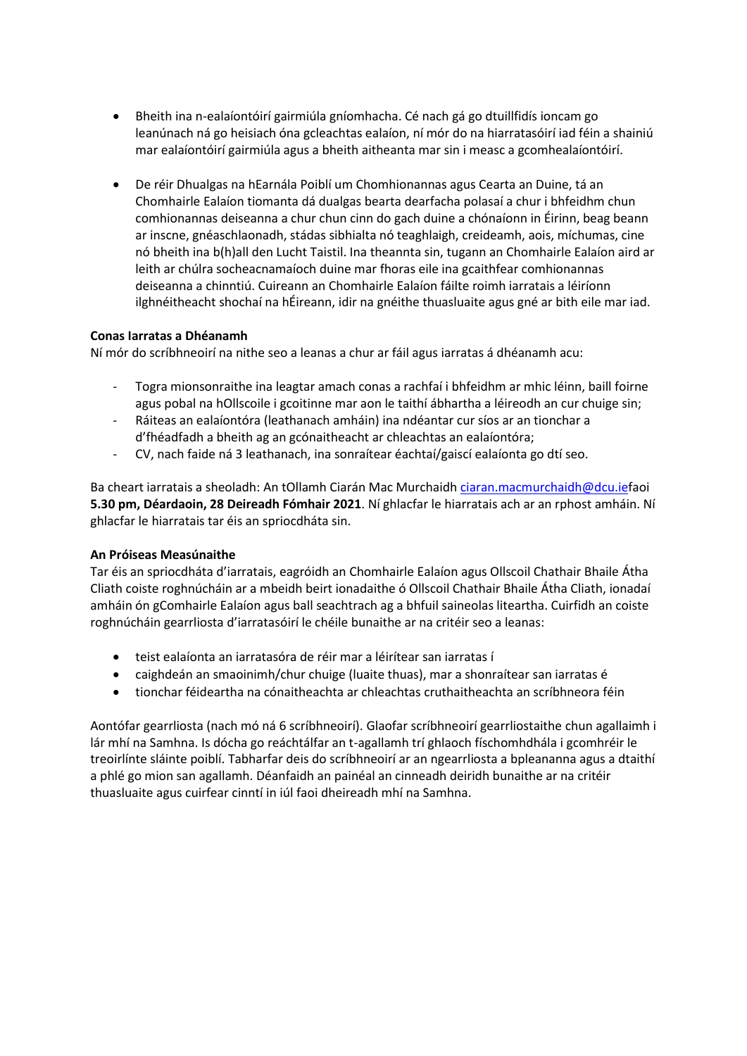- Bheith ina n-ealaíontóirí gairmiúla gníomhacha. Cé nach gá go dtuillfidís ioncam go leanúnach ná go heisiach óna gcleachtas ealaíon, ní mór do na hiarratasóirí iad féin a shainiú mar ealaíontóirí gairmiúla agus a bheith aitheanta mar sin i measc a gcomhealaíontóirí.

- De réir Dhualgas na hEarnála Poiblí um Chomhionannas agus Cearta an Duine, tá an Chomhairle Ealaíon tiomanta dá dualgas bearta dearfacha polasaí a chur i bhfeidhm chun comhionannas deiseanna a chur chun cinn do gach duine a chónaíonn in Éirinn, beag beann ar inscne, gnéaschlaonadh, stádas sibhialta nó teaghlaigh, creideamh, aois, míchumas, cine nó bheith ina b(h)all den Lucht Taistil. Ina theannta sin, tugann an Chomhairle Ealaíon aird ar leith ar chúlra socheacnamaíoch duine mar fhoras eile ina gcaithfear comhionannas deiseanna a chinntiú. Cuireann an Chomhairle Ealaíon fáilte roimh iarratais a léiríonn ilghnéitheacht shochaí na hÉireann, idir na gnéithe thuasluaite agus gné ar bith eile mar iad.

**Conas Iarratas a Dhéanamh**

Ní mór do scríbhneoirí na nithe seo a leanas a chur ar fáil agus iarratas á dhéanamh acu:

- Togra mionsonraithe ina leagtar amach conas a rachfaí i bhfeidhm ar mhic léinn, baill foirne agus pobal na hOllscoile i gcoitinne mar aon le taithí ábhartha a léireodh an cur chuige sin;
- Ráiteas an ealaíontóra (leathanach amháin) ina ndéantar cur síos ar an tionchar a d'fhéadfadh a bheith ag an gcónaitheacht ar chleachtas an ealaíontóra;
- CV, nach faide ná 3 leathanach, ina sonraítear éachtaí/gaiscí ealaíonta go dtí seo.

Ba cheart iarratais a sheoladh: An tOllamh Ciarán Mac Murchaidh ciaran.macmurchaidh@dcu.iefaoi **5.30 pm, Déardaoin, 28 Deireadh Fómhair 2021**. Ní ghlacfar le hiarratais ach ar an rphost amháin. Ní ghlacfar le hiarratais tar éis an spriocdháta sin.

**An Próiseas Measúnaithe**

Tar éis an spriocdháta d'iarratais, eagróidh an Chomhairle Ealaíon agus Ollscoil Chathair Bhaile Átha Cliath coiste roghnúcháin ar a mbeidh beirt ionadaithe ó Ollscoil Chathair Bhaile Átha Cliath, ionadaí amháin ón gComhairle Ealaíon agus ball seachtrach ag a bhfuil saineolas liteartha. Cuirfidh an coiste roghnúcháin gearrliosta d'iarratasóirí le chéile bunaithe ar na critéir seo a leanas:

- teist ealaíonta an iarratasóra de réir mar a léirítear san iarratas í
- caighdeán an smaoinimh/chur chuige (luaite thuas), mar a shonraítear san iarratas é
- tionchar féideartha na cónaitheachta ar chleachtas cruthaitheachta an scríbhneora féin

Aontófar gearrliosta (nach mó ná 6 scríbhneoirí). Glaofar scríbhneoirí gearrliostaithe chun agallaimh i lár mhí na Samhna. Is dócha go reáchtálfar an t-agallamh trí ghlaoch físchomhdhála i gcomhréir le treoirlínte sláinte poiblí. Tabharfar deis do scríbhneoirí ar an ngearrliosta a bpleananna agus a dtaithí a phlé go mion san agallamh. Déanfaidh an painéal an cinneadh deiridh bunaithe ar na critéir thuasluaite agus cuirfear cinntí in iúl faoi dheireadh mhí na Samhna.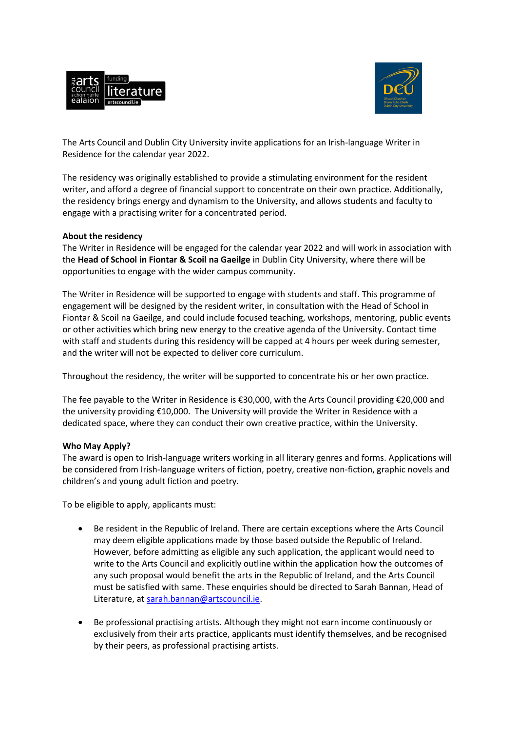The Arts Council and Dublin City University invite applications for an Irish-language Writer in Residence for the calendar year 2022.

The residency was originally established to provide a stimulating environment for the resident writer, and afford a degree of financial support to concentrate on their own practice. Additionally, the residency brings energy and dynamism to the University, and allows students and faculty to engage with a practising writer for a concentrated period.

**About the residency**

The Writer in Residence will be engaged for the calendar year 2022 and will work in association with the **Head of School in Fiontar & Scoil na Gaeilge** in Dublin City University, where there will be opportunities to engage with the wider campus community.

The Writer in Residence will be supported to engage with students and staff. This programme of engagement will be designed by the resident writer, in consultation with the Head of School in Fiontar & Scoil na Gaeilge, and could include focused teaching, workshops, mentoring, public events or other activities which bring new energy to the creative agenda of the University. Contact time with staff and students during this residency will be capped at 4 hours per week during semester, and the writer will not be expected to deliver core curriculum.

Throughout the residency, the writer will be supported to concentrate his or her own practice.

The fee payable to the Writer in Residence is €30,000, with the Arts Council providing €20,000 and the university providing €10,000. The University will provide the Writer in Residence with a dedicated space, where they can conduct their own creative practice, within the University.

**Who May Apply?**

The award is open to Irish-language writers working in all literary genres and forms. Applications will be considered from Irish-language writers of fiction, poetry, creative non-fiction, graphic novels and children's and young adult fiction and poetry.

To be eligible to apply, applicants must:

- Be resident in the Republic of Ireland. There are certain exceptions where the Arts Council may deem eligible applications made by those based outside the Republic of Ireland. However, before admitting as eligible any such application, the applicant would need to write to the Arts Council and explicitly outline within the application how the outcomes of any such proposal would benefit the arts in the Republic of Ireland, and the Arts Council must be satisfied with same. These enquiries should be directed to Sarah Bannan, Head of Literature, at sarah.bannan@artscouncil.ie.

- Be professional practising artists. Although they might not earn income continuously or exclusively from their arts practice, applicants must identify themselves, and be recognised by their peers, as professional practising artists.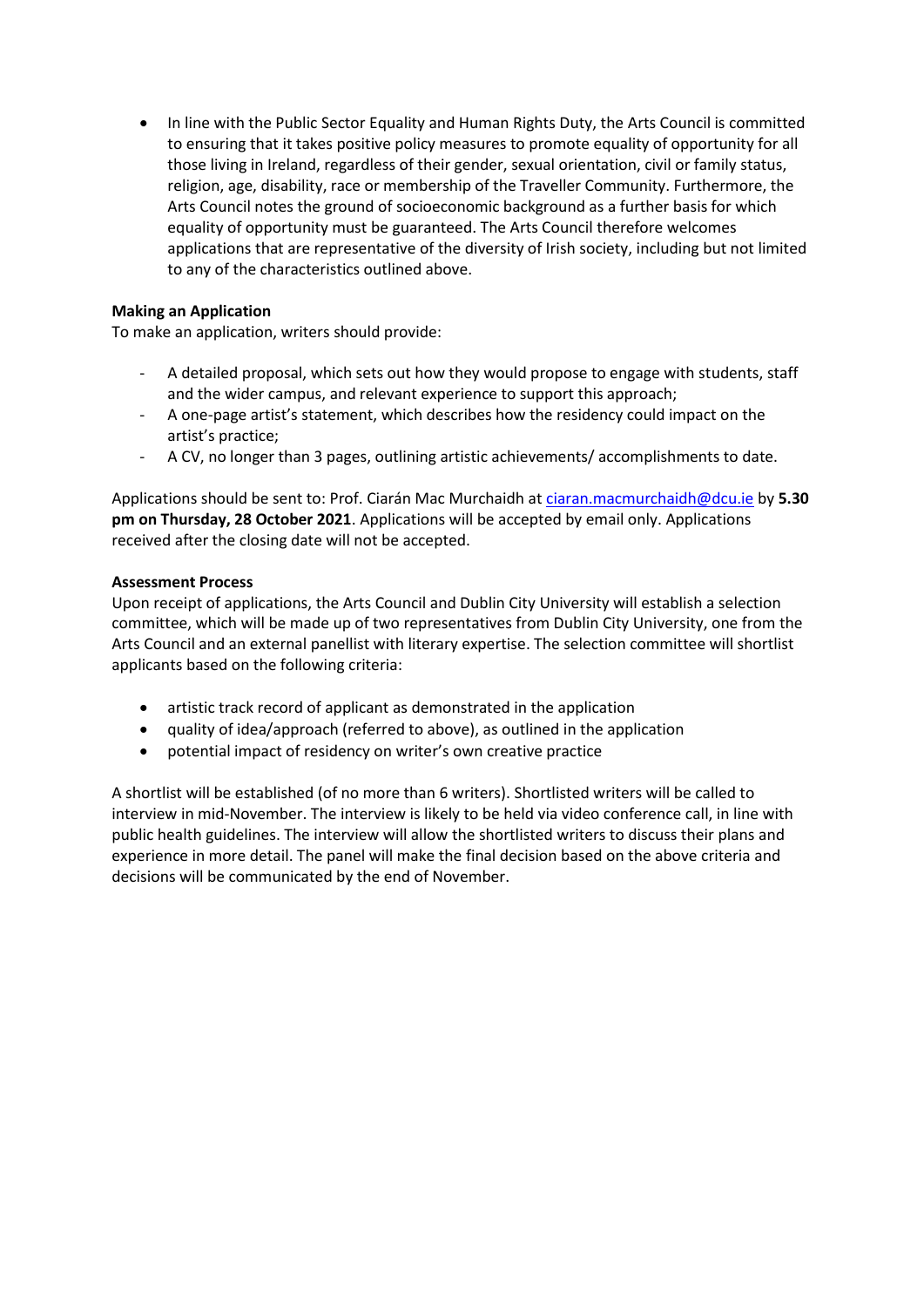- In line with the Public Sector Equality and Human Rights Duty, the Arts Council is committed to ensuring that it takes positive policy measures to promote equality of opportunity for all those living in Ireland, regardless of their gender, sexual orientation, civil or family status, religion, age, disability, race or membership of the Traveller Community. Furthermore, the Arts Council notes the ground of socioeconomic background as a further basis for which equality of opportunity must be guaranteed. The Arts Council therefore welcomes applications that are representative of the diversity of Irish society, including but not limited to any of the characteristics outlined above.

**Making an Application**

To make an application, writers should provide:

- A detailed proposal, which sets out how they would propose to engage with students, staff and the wider campus, and relevant experience to support this approach;
- A one-page artist's statement, which describes how the residency could impact on the artist's practice;
- A CV, no longer than 3 pages, outlining artistic achievements/ accomplishments to date.

Applications should be sent to: Prof. Ciarán Mac Murchaidh at [ciaran.macmurchaidh@dcu.ie](mailto:ciaran.macmurchaidh@dcu.ie) by **5.30 pm on Thursday, 28 October 2021**. Applications will be accepted by email only. Applications received after the closing date will not be accepted.

**Assessment Process**

Upon receipt of applications, the Arts Council and Dublin City University will establish a selection committee, which will be made up of two representatives from Dublin City University, one from the Arts Council and an external panellist with literary expertise. The selection committee will shortlist applicants based on the following criteria:

- artistic track record of applicant as demonstrated in the application
- quality of idea/approach (referred to above), as outlined in the application
- potential impact of residency on writer's own creative practice

A shortlist will be established (of no more than 6 writers). Shortlisted writers will be called to interview in mid-November. The interview is likely to be held via video conference call, in line with public health guidelines. The interview will allow the shortlisted writers to discuss their plans and experience in more detail. The panel will make the final decision based on the above criteria and decisions will be communicated by the end of November.